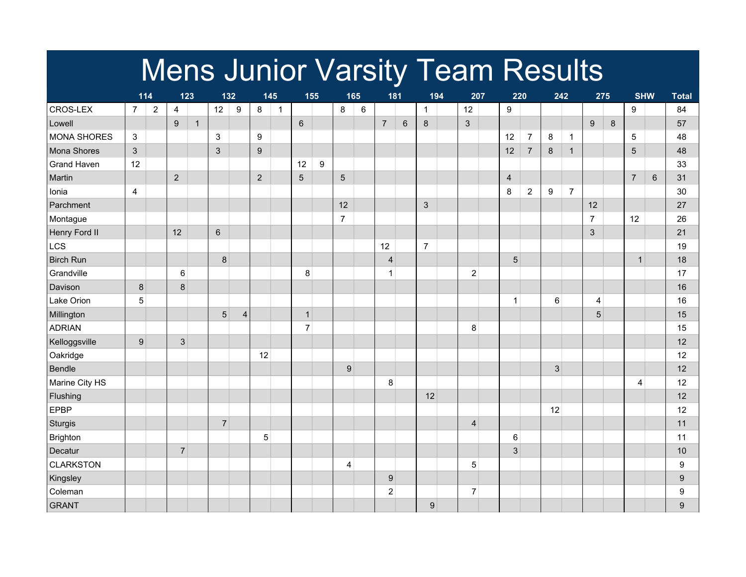# Mens Junior Varsity Team Results

| | 114 | | 123 | | 132 | | 145 | | 155 | | 165 | | 181 | | 194 | | 207 | | 220 | | 242 | | 275 | | SHW | | Total |
|---|---|---|---|---|---|---|---|---|---|---|---|---|---|---|---|---|---|---|---|---|---|---|---|---|---|---|---|
| CROS-LEX | 7 | 2 | 4 | | 12 | 9 | 8 | 1 | | | 8 | 6 | | | 1 | | 12 | | 9 | | | | | | 9 | | 84 |
| Lowell | | | 9 | 1 | | | | | 6 | | | | 7 | 6 | 8 | | 3 | | | | | | 9 | 8 | | | 57 |
| MONA SHORES | 3 | | | | 3 | | 9 | | | | | | | | | | | | 12 | 7 | 8 | 1 | | | 5 | | 48 |
| Mona Shores | 3 | | | | 3 | | 9 | | | | | | | | | | | | 12 | 7 | 8 | 1 | | | 5 | | 48 |
| Grand Haven | 12 | | | | | | | | 12 | 9 | | | | | | | | | | | | | | | | | 33 |
| Martin | | | 2 | | | | 2 | | 5 | | 5 | | | | | | | | 4 | | | | | | 7 | 6 | 31 |
| Ionia | 4 | | | | | | | | | | | | | | | | | | 8 | 2 | 9 | 7 | | | | | 30 |
| Parchment | | | | | | | | | | | 12 | | | | 3 | | | | | | | | 12 | | | | 27 |
| Montague | | | | | | | | | | | 7 | | | | | | | | | | | | 7 | | 12 | | 26 |
| Henry Ford II | | | 12 | | 6 | | | | | | | | | | | | | | | | | | 3 | | | | 21 |
| LCS | | | | | | | | | | | | | 12 | | 7 | | | | | | | | | | | | 19 |
| Birch Run | | | | | 8 | | | | | | | | 4 | | | | | | 5 | | | | | | 1 | | 18 |
| Grandville | | | 6 | | | | | | 8 | | | | 1 | | | | 2 | | | | | | | | | | 17 |
| Davison | 8 | | 8 | | | | | | | | | | | | | | | | | | | | | | | | 16 |
| Lake Orion | 5 | | | | | | | | | | | | | | | | | | 1 | | 6 | | 4 | | | | 16 |
| Millington | | | | | 5 | 4 | | | 1 | | | | | | | | | | | | | | 5 | | | | 15 |
| ADRIAN | | | | | | | | | 7 | | | | | | | | 8 | | | | | | | | | | 15 |
| Kelloggsville | 9 | | 3 | | | | | | | | | | | | | | | | | | | | | | | | 12 |
| Oakridge | | | | | | | 12 | | | | | | | | | | | | | | | | | | | | 12 |
| Bendle | | | | | | | | | | | 9 | | | | | | | | | | 3 | | | | | | 12 |
| Marine City HS | | | | | | | | | | | | | 8 | | | | | | | | | | | | 4 | | 12 |
| Flushing | | | | | | | | | | | | | | | 12 | | | | | | | | | | | | 12 |
| EPBP | | | | | | | | | | | | | | | | | | | | | 12 | | | | | | 12 |
| Sturgis | | | | | 7 | | | | | | | | | | | | 4 | | | | | | | | | | 11 |
| Brighton | | | | | | | 5 | | | | | | | | | | | | 6 | | | | | | | | 11 |
| Decatur | | | 7 | | | | | | | | | | | | | | | | 3 | | | | | | | | 10 |
| CLARKSTON | | | | | | | | | | | 4 | | | | | | 5 | | | | | | | | | | 9 |
| Kingsley | | | | | | | | | | | | | 9 | | | | | | | | | | | | | | 9 |
| Coleman | | | | | | | | | | | | | 2 | | | | 7 | | | | | | | | | | 9 |
| GRANT | | | | | | | | | | | | | | | 9 | | | | | | | | | | | | 9 |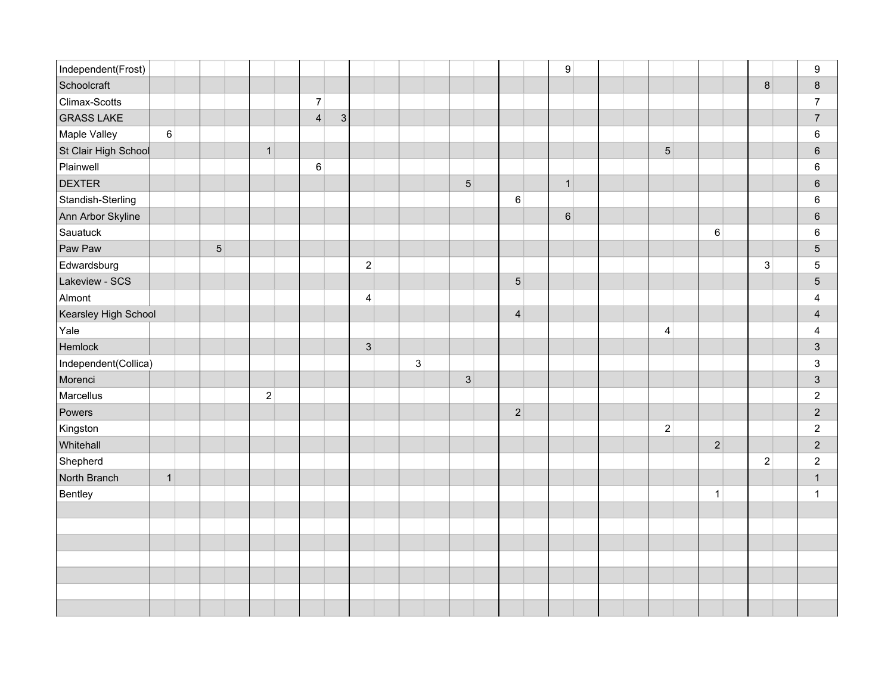| | | | | | | | | | | | | | | | | | | | | | | | | | | | |
|---|---|---|---|---|---|---|---|---|---|---|---|---|---|---|---|---|---|---|---|---|---|---|---|---|---|---|---|
| Independent(Frost) | | | | | | | | | | | | | | | | 9 | | | | | | | | | | | 9 |
| Schoolcraft | | | | | | | | | | | | | | | | | | | | | | | | 8 | | | 8 |
| Climax-Scotts | | | | | | | 7 | | | | | | | | | | | | | | | | | | | | 7 |
| GRASS LAKE | | | | | | | 4 | 3 | | | | | | | | | | | | | | | | | | | 7 |
| Maple Valley | 6 | | | | | | | | | | | | | | | | | | | | | | | | | | 6 |
| St Clair High School | | | | | 1 | | | | | | | | | | | | | | | | 5 | | | | | | 6 |
| Plainwell | | | | | | | 6 | | | | | | | | | | | | | | | | | | | | 6 |
| DEXTER | | | | | | | | | | | | | 5 | | | | 1 | | | | | | | | | | 6 |
| Standish-Sterling | | | | | | | | | | | | | | | 6 | | | | | | | | | | | | 6 |
| Ann Arbor Skyline | | | | | | | | | | | | | | | | | 6 | | | | | | | | | | 6 |
| Sauatuck | | | | | | | | | | | | | | | | | | | | | | | 6 | | | | 6 |
| Paw Paw | | | 5 | | | | | | | | | | | | | | | | | | | | | | | | 5 |
| Edwardsburg | | | | | | | | | 2 | | | | | | | | | | | | | | | 3 | | | 5 |
| Lakeview - SCS | | | | | | | | | | | | | | | 5 | | | | | | | | | | | | 5 |
| Almont | | | | | | | | | 4 | | | | | | | | | | | | | | | | | | 4 |
| Kearsley High School | | | | | | | | | | | | | | | 4 | | | | | | | | | | | | 4 |
| Yale | | | | | | | | | | | | | | | | | | | | | 4 | | | | | | 4 |
| Hemlock | | | | | | | | | 3 | | | | | | | | | | | | | | | | | | 3 |
| Independent(Collica) | | | | | | | | | | | 3 | | | | | | | | | | | | | | | | 3 |
| Morenci | | | | | | | | | | | | | 3 | | | | | | | | | | | | | | 3 |
| Marcellus | | | | | 2 | | | | | | | | | | | | | | | | | | | | | | 2 |
| Powers | | | | | | | | | | | | | | | 2 | | | | | | | | | | | | 2 |
| Kingston | | | | | | | | | | | | | | | | | | | | | 2 | | | | | | 2 |
| Whitehall | | | | | | | | | | | | | | | | | | | | | | | 2 | | | | 2 |
| Shepherd | | | | | | | | | | | | | | | | | | | | | | | | 2 | | | 2 |
| North Branch | 1 | | | | | | | | | | | | | | | | | | | | | | | | | | 1 |
| Bentley | | | | | | | | | | | | | | | | | | | | | | | 1 | | | | 1 |